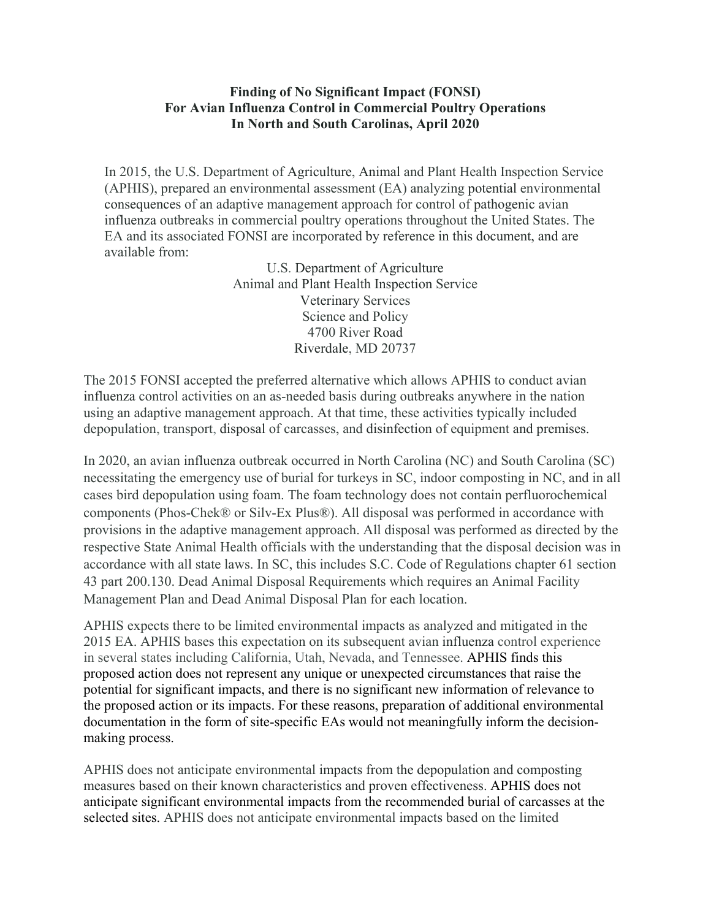**Finding of No Significant Impact (FONSI)**
**For Avian Influenza Control in Commercial Poultry Operations**
**In North and South Carolinas, April 2020**

In 2015, the U.S. Department of Agriculture, Animal and Plant Health Inspection Service (APHIS), prepared an environmental assessment (EA) analyzing potential environmental consequences of an adaptive management approach for control of pathogenic avian influenza outbreaks in commercial poultry operations throughout the United States. The EA and its associated FONSI are incorporated by reference in this document, and are available from:

U.S. Department of Agriculture
Animal and Plant Health Inspection Service
Veterinary Services
Science and Policy
4700 River Road
Riverdale, MD 20737

The 2015 FONSI accepted the preferred alternative which allows APHIS to conduct avian influenza control activities on an as-needed basis during outbreaks anywhere in the nation using an adaptive management approach. At that time, these activities typically included depopulation, transport, disposal of carcasses, and disinfection of equipment and premises.

In 2020, an avian influenza outbreak occurred in North Carolina (NC) and South Carolina (SC) necessitating the emergency use of burial for turkeys in SC, indoor composting in NC, and in all cases bird depopulation using foam. The foam technology does not contain perfluorochemical components (Phos-Chek® or Silv-Ex Plus®). All disposal was performed in accordance with provisions in the adaptive management approach. All disposal was performed as directed by the respective State Animal Health officials with the understanding that the disposal decision was in accordance with all state laws. In SC, this includes S.C. Code of Regulations chapter 61 section 43 part 200.130. Dead Animal Disposal Requirements which requires an Animal Facility Management Plan and Dead Animal Disposal Plan for each location.

APHIS expects there to be limited environmental impacts as analyzed and mitigated in the 2015 EA. APHIS bases this expectation on its subsequent avian influenza control experience in several states including California, Utah, Nevada, and Tennessee. APHIS finds this proposed action does not represent any unique or unexpected circumstances that raise the potential for significant impacts, and there is no significant new information of relevance to the proposed action or its impacts. For these reasons, preparation of additional environmental documentation in the form of site-specific EAs would not meaningfully inform the decision-making process.

APHIS does not anticipate environmental impacts from the depopulation and composting measures based on their known characteristics and proven effectiveness. APHIS does not anticipate significant environmental impacts from the recommended burial of carcasses at the selected sites. APHIS does not anticipate environmental impacts based on the limited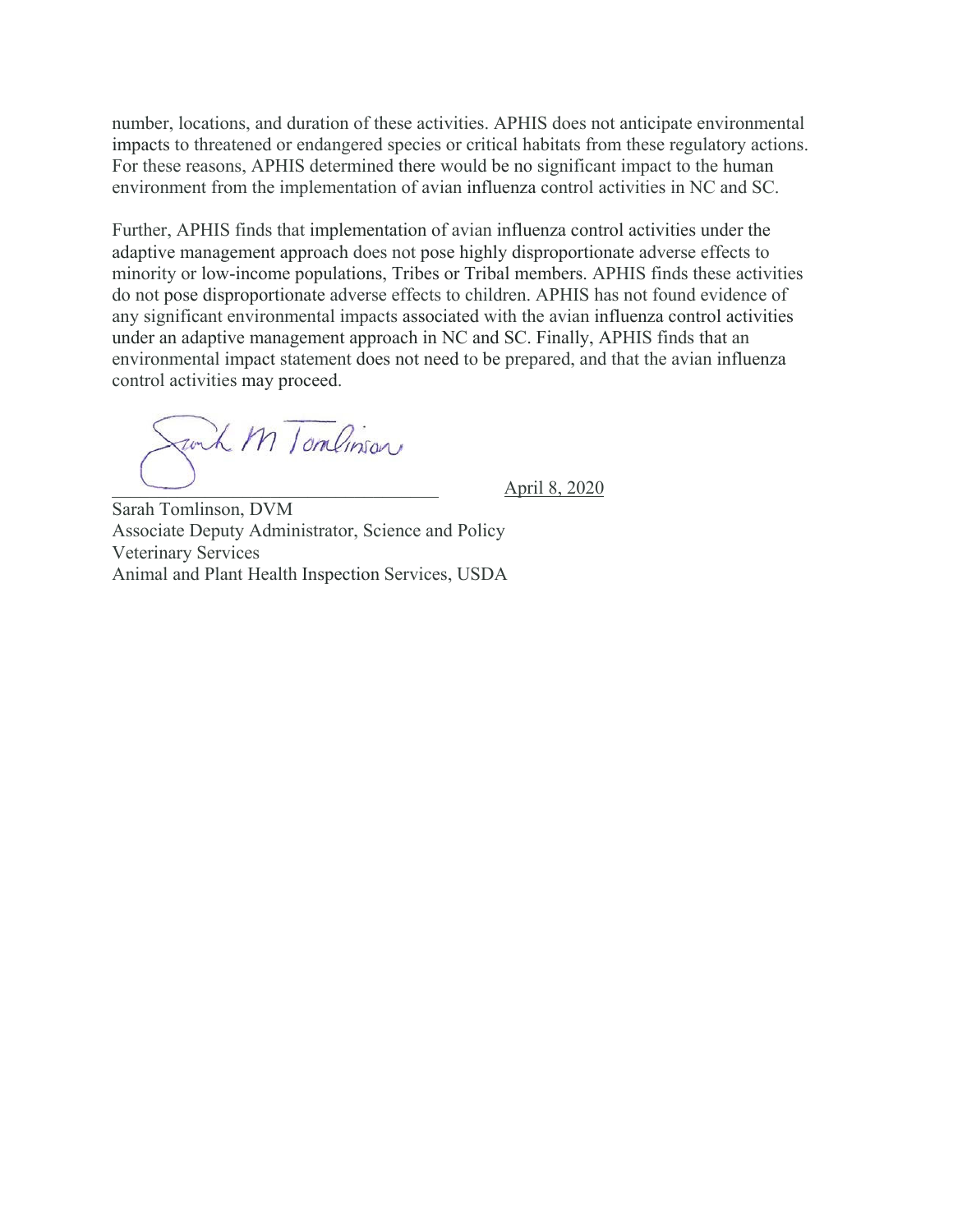number, locations, and duration of these activities. APHIS does not anticipate environmental impacts to threatened or endangered species or critical habitats from these regulatory actions. For these reasons, APHIS determined there would be no significant impact to the human environment from the implementation of avian influenza control activities in NC and SC.

Further, APHIS finds that implementation of avian influenza control activities under the adaptive management approach does not pose highly disproportionate adverse effects to minority or low-income populations, Tribes or Tribal members. APHIS finds these activities do not pose disproportionate adverse effects to children. APHIS has not found evidence of any significant environmental impacts associated with the avian influenza control activities under an adaptive management approach in NC and SC. Finally, APHIS finds that an environmental impact statement does not need to be prepared, and that the avian influenza control activities may proceed.

Sarah M Tomlinson

\_\_\_\_\_\_\_\_\_\_\_\_\_\_\_\_\_\_\_\_\_\_\_\_\_\_\_\_\_\_\_\_\_\_ April 8, 2020

Sarah Tomlinson, DVM
Associate Deputy Administrator, Science and Policy
Veterinary Services
Animal and Plant Health Inspection Services, USDA